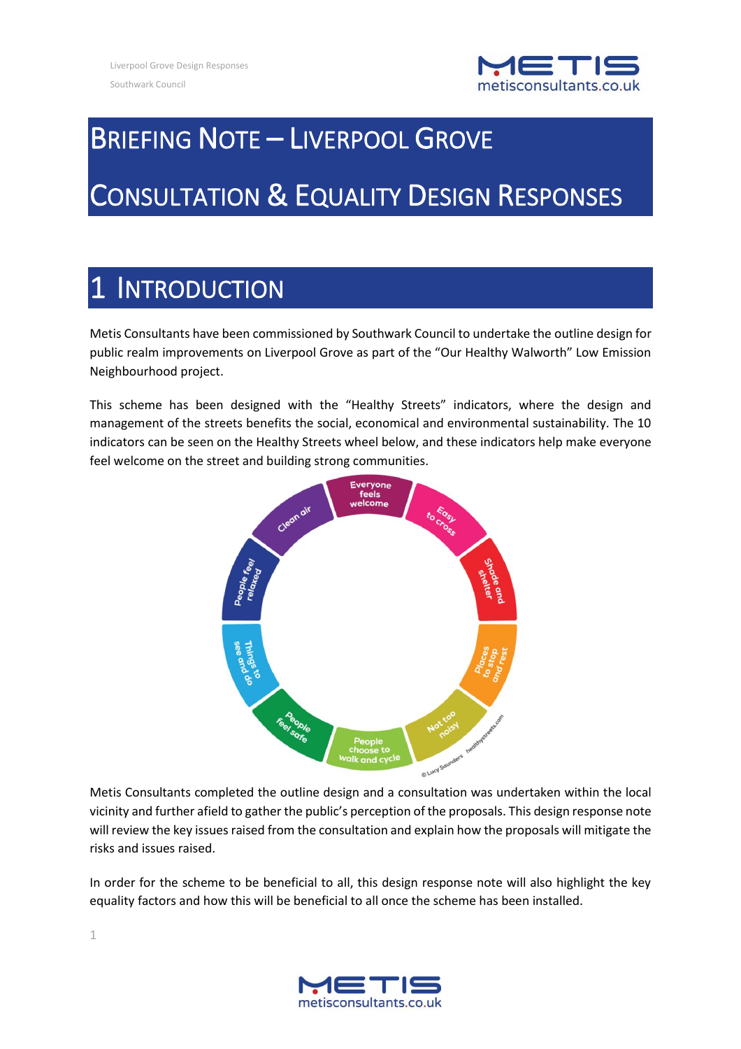# Briefing Note – Liverpool Grove Consultation & Equality Design Responses

## 1 Introduction

Metis Consultants have been commissioned by Southwark Council to undertake the outline design for public realm improvements on Liverpool Grove as part of the "Our Healthy Walworth" Low Emission Neighbourhood project.

This scheme has been designed with the "Healthy Streets" indicators, where the design and management of the streets benefits the social, economical and environmental sustainability. The 10 indicators can be seen on the Healthy Streets wheel below, and these indicators help make everyone feel welcome on the street and building strong communities.

Everyone feels welcome
Easy to cross
Shade and shelter
Places to stop and rest
Not too noisy
People choose to walk and cycle
People feel safe
Things to see and do
People feel relaxed
Clean air
© Lucy Saunders healthystreets.com

Metis Consultants completed the outline design and a consultation was undertaken within the local vicinity and further afield to gather the public's perception of the proposals. This design response note will review the key issues raised from the consultation and explain how the proposals will mitigate the risks and issues raised.

In order for the scheme to be beneficial to all, this design response note will also highlight the key equality factors and how this will be beneficial to all once the scheme has been installed.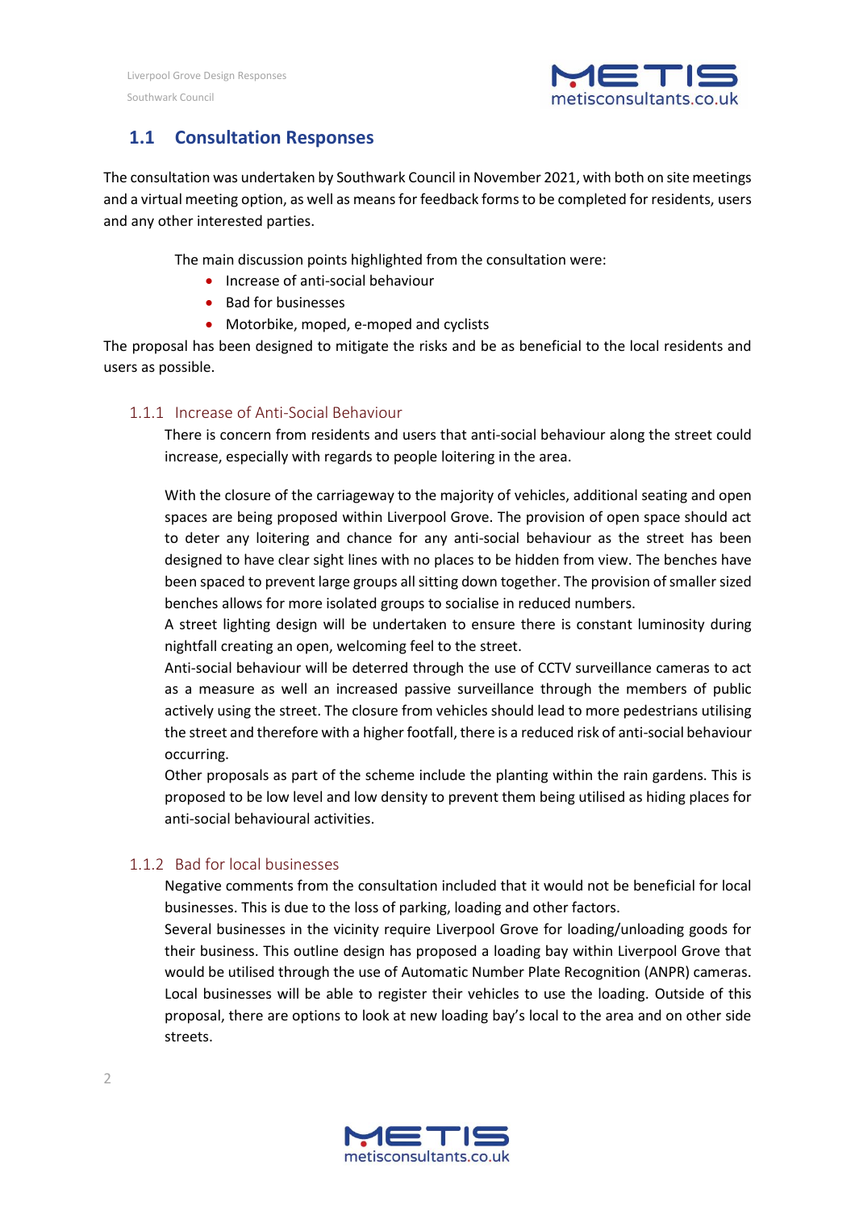## 1.1 Consultation Responses

The consultation was undertaken by Southwark Council in November 2021, with both on site meetings and a virtual meeting option, as well as means for feedback forms to be completed for residents, users and any other interested parties.

The main discussion points highlighted from the consultation were:

- Increase of anti-social behaviour
- Bad for businesses
- Motorbike, moped, e-moped and cyclists

The proposal has been designed to mitigate the risks and be as beneficial to the local residents and users as possible.

### 1.1.1 Increase of Anti-Social Behaviour

There is concern from residents and users that anti-social behaviour along the street could increase, especially with regards to people loitering in the area.

With the closure of the carriageway to the majority of vehicles, additional seating and open spaces are being proposed within Liverpool Grove. The provision of open space should act to deter any loitering and chance for any anti-social behaviour as the street has been designed to have clear sight lines with no places to be hidden from view. The benches have been spaced to prevent large groups all sitting down together. The provision of smaller sized benches allows for more isolated groups to socialise in reduced numbers.

A street lighting design will be undertaken to ensure there is constant luminosity during nightfall creating an open, welcoming feel to the street.

Anti-social behaviour will be deterred through the use of CCTV surveillance cameras to act as a measure as well an increased passive surveillance through the members of public actively using the street. The closure from vehicles should lead to more pedestrians utilising the street and therefore with a higher footfall, there is a reduced risk of anti-social behaviour occurring.

Other proposals as part of the scheme include the planting within the rain gardens. This is proposed to be low level and low density to prevent them being utilised as hiding places for anti-social behavioural activities.

### 1.1.2 Bad for local businesses

Negative comments from the consultation included that it would not be beneficial for local businesses. This is due to the loss of parking, loading and other factors.

Several businesses in the vicinity require Liverpool Grove for loading/unloading goods for their business. This outline design has proposed a loading bay within Liverpool Grove that would be utilised through the use of Automatic Number Plate Recognition (ANPR) cameras. Local businesses will be able to register their vehicles to use the loading. Outside of this proposal, there are options to look at new loading bay's local to the area and on other side streets.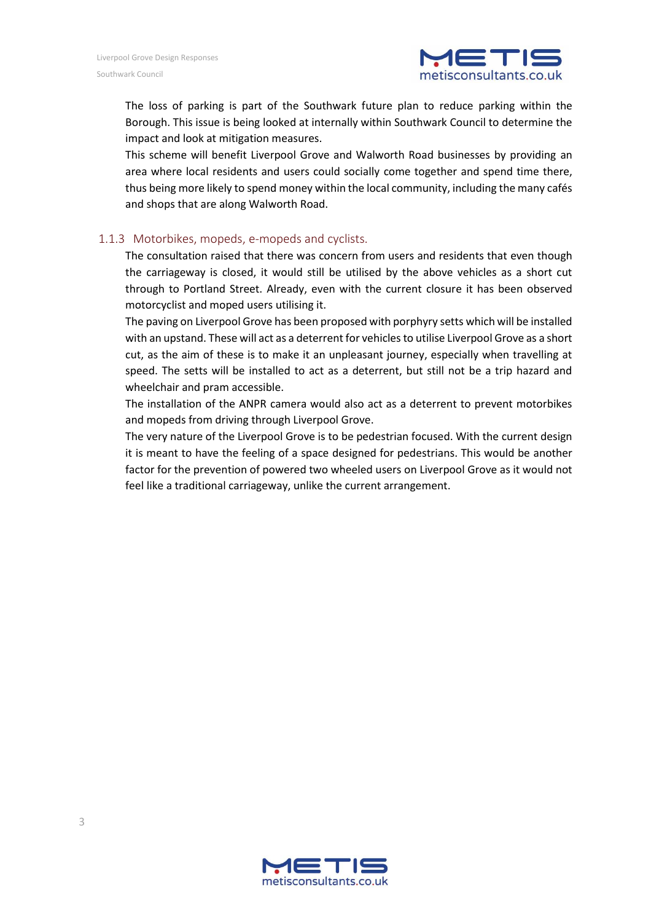The loss of parking is part of the Southwark future plan to reduce parking within the Borough. This issue is being looked at internally within Southwark Council to determine the impact and look at mitigation measures.

This scheme will benefit Liverpool Grove and Walworth Road businesses by providing an area where local residents and users could socially come together and spend time there, thus being more likely to spend money within the local community, including the many cafés and shops that are along Walworth Road.

### 1.1.3 Motorbikes, mopeds, e-mopeds and cyclists.

The consultation raised that there was concern from users and residents that even though the carriageway is closed, it would still be utilised by the above vehicles as a short cut through to Portland Street. Already, even with the current closure it has been observed motorcyclist and moped users utilising it.

The paving on Liverpool Grove has been proposed with porphyry setts which will be installed with an upstand. These will act as a deterrent for vehicles to utilise Liverpool Grove as a short cut, as the aim of these is to make it an unpleasant journey, especially when travelling at speed. The setts will be installed to act as a deterrent, but still not be a trip hazard and wheelchair and pram accessible.

The installation of the ANPR camera would also act as a deterrent to prevent motorbikes and mopeds from driving through Liverpool Grove.

The very nature of the Liverpool Grove is to be pedestrian focused. With the current design it is meant to have the feeling of a space designed for pedestrians. This would be another factor for the prevention of powered two wheeled users on Liverpool Grove as it would not feel like a traditional carriageway, unlike the current arrangement.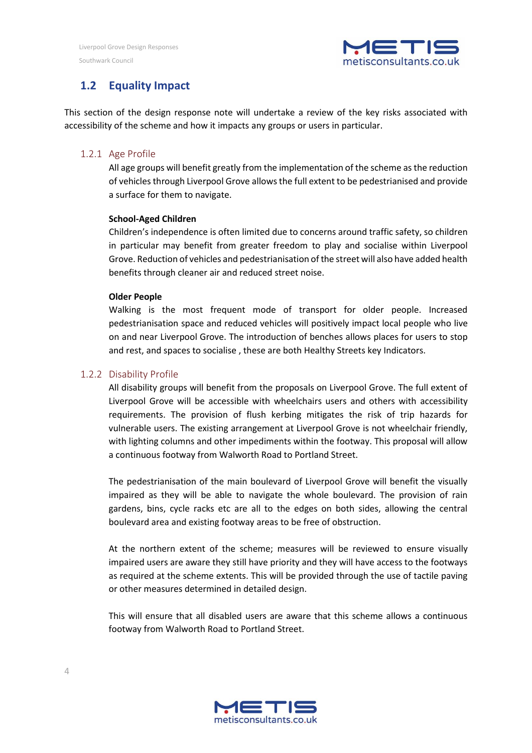## 1.2 Equality Impact

This section of the design response note will undertake a review of the key risks associated with accessibility of the scheme and how it impacts any groups or users in particular.

### 1.2.1 Age Profile

All age groups will benefit greatly from the implementation of the scheme as the reduction of vehicles through Liverpool Grove allows the full extent to be pedestrianised and provide a surface for them to navigate.

**School-Aged Children**

Children's independence is often limited due to concerns around traffic safety, so children in particular may benefit from greater freedom to play and socialise within Liverpool Grove. Reduction of vehicles and pedestrianisation of the street will also have added health benefits through cleaner air and reduced street noise.

**Older People**

Walking is the most frequent mode of transport for older people. Increased pedestrianisation space and reduced vehicles will positively impact local people who live on and near Liverpool Grove. The introduction of benches allows places for users to stop and rest, and spaces to socialise , these are both Healthy Streets key Indicators.

### 1.2.2 Disability Profile

All disability groups will benefit from the proposals on Liverpool Grove. The full extent of Liverpool Grove will be accessible with wheelchairs users and others with accessibility requirements. The provision of flush kerbing mitigates the risk of trip hazards for vulnerable users. The existing arrangement at Liverpool Grove is not wheelchair friendly, with lighting columns and other impediments within the footway. This proposal will allow a continuous footway from Walworth Road to Portland Street.

The pedestrianisation of the main boulevard of Liverpool Grove will benefit the visually impaired as they will be able to navigate the whole boulevard. The provision of rain gardens, bins, cycle racks etc are all to the edges on both sides, allowing the central boulevard area and existing footway areas to be free of obstruction.

At the northern extent of the scheme; measures will be reviewed to ensure visually impaired users are aware they still have priority and they will have access to the footways as required at the scheme extents. This will be provided through the use of tactile paving or other measures determined in detailed design.

This will ensure that all disabled users are aware that this scheme allows a continuous footway from Walworth Road to Portland Street.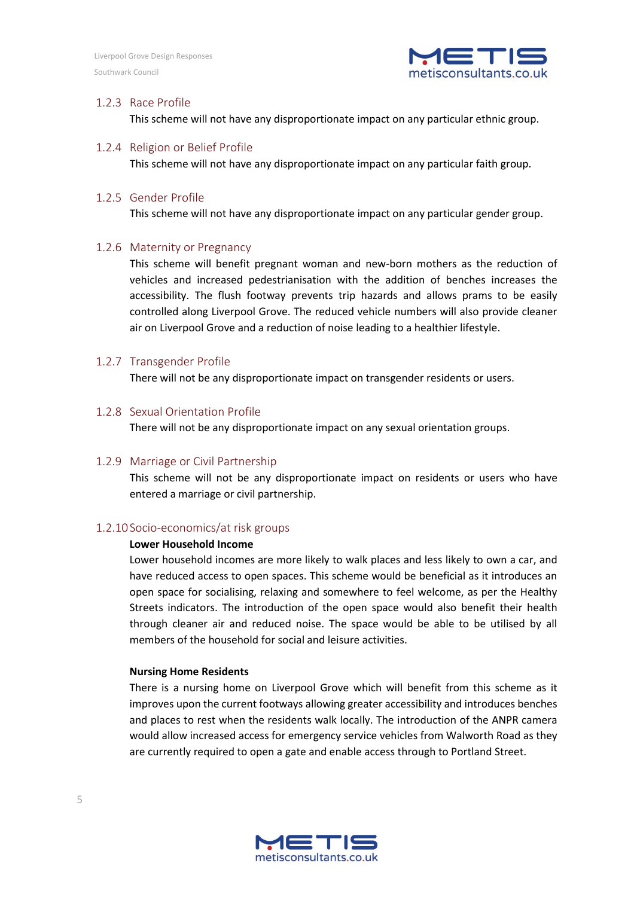### 1.2.3 Race Profile

This scheme will not have any disproportionate impact on any particular ethnic group.

### 1.2.4 Religion or Belief Profile

This scheme will not have any disproportionate impact on any particular faith group.

### 1.2.5 Gender Profile

This scheme will not have any disproportionate impact on any particular gender group.

### 1.2.6 Maternity or Pregnancy

This scheme will benefit pregnant woman and new-born mothers as the reduction of vehicles and increased pedestrianisation with the addition of benches increases the accessibility. The flush footway prevents trip hazards and allows prams to be easily controlled along Liverpool Grove. The reduced vehicle numbers will also provide cleaner air on Liverpool Grove and a reduction of noise leading to a healthier lifestyle.

### 1.2.7 Transgender Profile

There will not be any disproportionate impact on transgender residents or users.

### 1.2.8 Sexual Orientation Profile

There will not be any disproportionate impact on any sexual orientation groups.

### 1.2.9 Marriage or Civil Partnership

This scheme will not be any disproportionate impact on residents or users who have entered a marriage or civil partnership.

### 1.2.10 Socio-economics/at risk groups

**Lower Household Income**

Lower household incomes are more likely to walk places and less likely to own a car, and have reduced access to open spaces. This scheme would be beneficial as it introduces an open space for socialising, relaxing and somewhere to feel welcome, as per the Healthy Streets indicators. The introduction of the open space would also benefit their health through cleaner air and reduced noise. The space would be able to be utilised by all members of the household for social and leisure activities.

**Nursing Home Residents**

There is a nursing home on Liverpool Grove which will benefit from this scheme as it improves upon the current footways allowing greater accessibility and introduces benches and places to rest when the residents walk locally. The introduction of the ANPR camera would allow increased access for emergency service vehicles from Walworth Road as they are currently required to open a gate and enable access through to Portland Street.